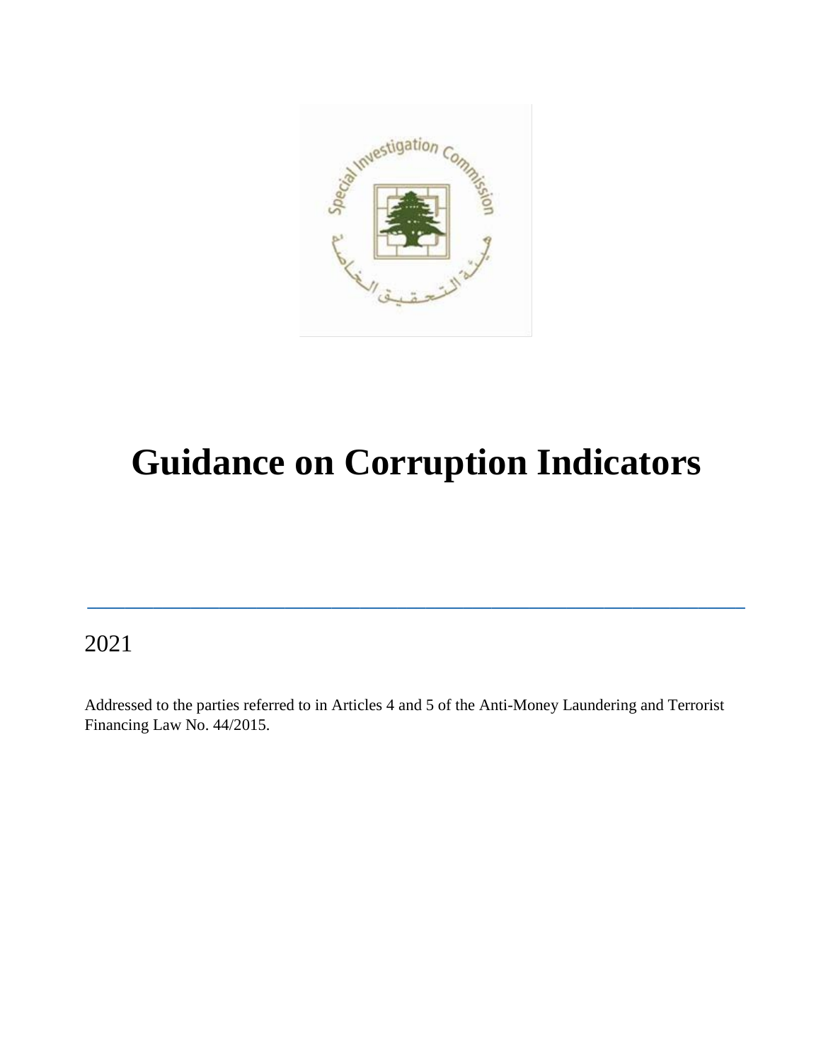# Guidance on Corruption Indicators

2021

Addressed to the parties referred to in Articles 4 and 5 of the Anti-Money Laundering and Terrorist Financing Law No. 44/2015.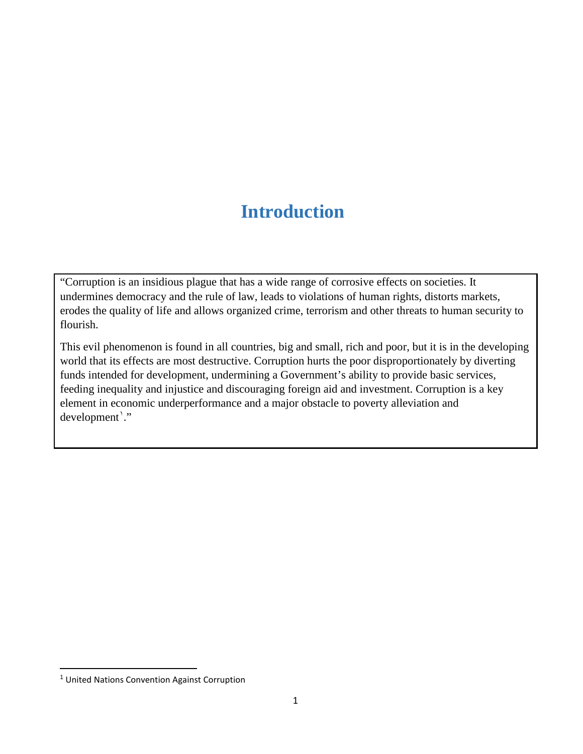# Introduction

"Corruption is an insidious plague that has a wide range of corrosive effects on societies. It undermines democracy and the rule of law, leads to violations of human rights, distorts markets, erodes the quality of life and allows organized crime, terrorism and other threats to human security to flourish.

This evil phenomenon is found in all countries, big and small, rich and poor, but it is in the developing world that its effects are most destructive. Corruption hurts the poor disproportionately by diverting funds intended for development, undermining a Government's ability to provide basic services, feeding inequality and injustice and discouraging foreign aid and investment. Corruption is a key element in economic underperformance and a major obstacle to poverty alleviation and development[1]."

[1] United Nations Convention Against Corruption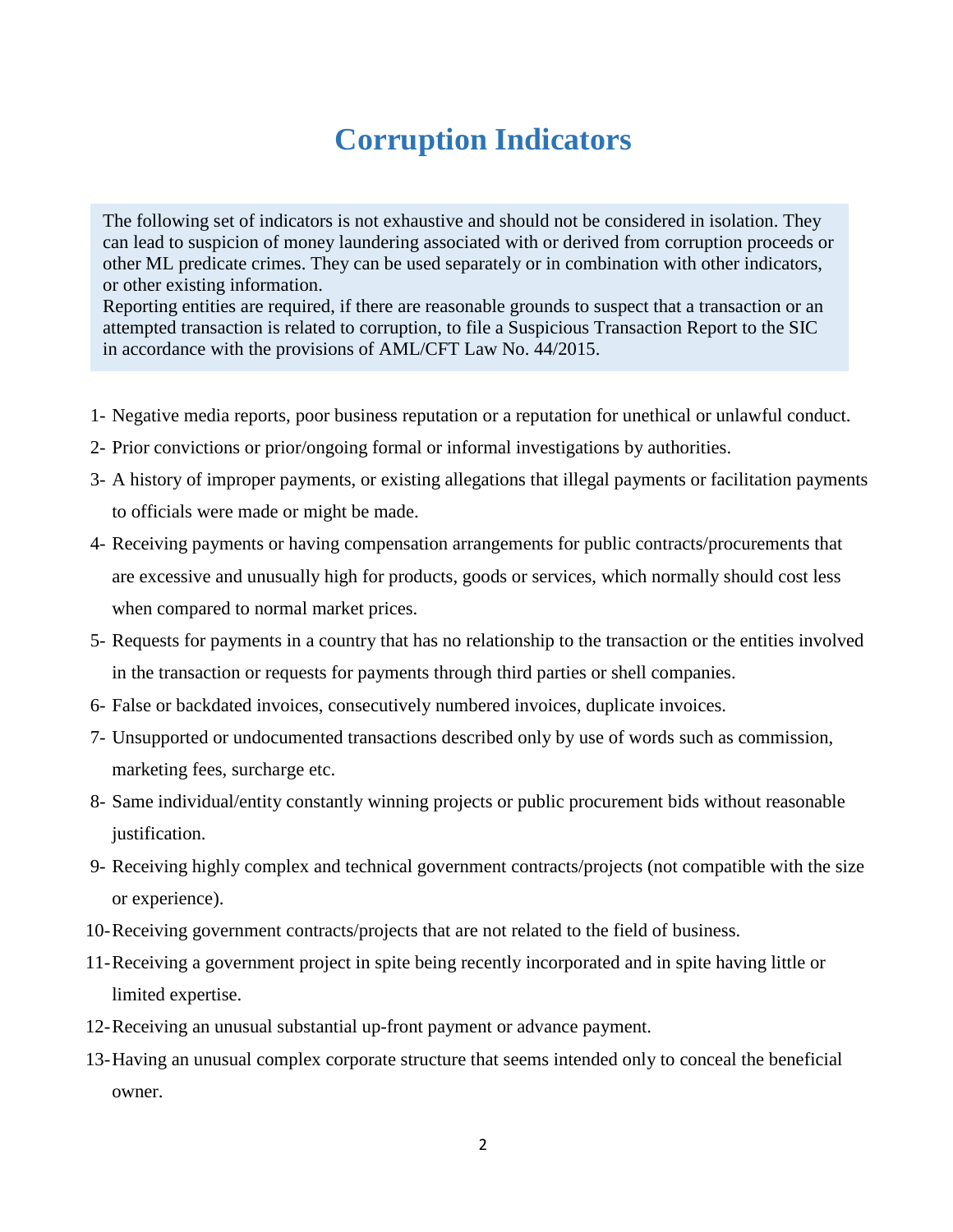# Corruption Indicators

> The following set of indicators is not exhaustive and should not be considered in isolation. They can lead to suspicion of money laundering associated with or derived from corruption proceeds or other ML predicate crimes. They can be used separately or in combination with other indicators, or other existing information.
> Reporting entities are required, if there are reasonable grounds to suspect that a transaction or an attempted transaction is related to corruption, to file a Suspicious Transaction Report to the SIC in accordance with the provisions of AML/CFT Law No. 44/2015.

1- Negative media reports, poor business reputation or a reputation for unethical or unlawful conduct.

2- Prior convictions or prior/ongoing formal or informal investigations by authorities.

3- A history of improper payments, or existing allegations that illegal payments or facilitation payments to officials were made or might be made.

4- Receiving payments or having compensation arrangements for public contracts/procurements that are excessive and unusually high for products, goods or services, which normally should cost less when compared to normal market prices.

5- Requests for payments in a country that has no relationship to the transaction or the entities involved in the transaction or requests for payments through third parties or shell companies.

6- False or backdated invoices, consecutively numbered invoices, duplicate invoices.

7- Unsupported or undocumented transactions described only by use of words such as commission, marketing fees, surcharge etc.

8- Same individual/entity constantly winning projects or public procurement bids without reasonable justification.

9- Receiving highly complex and technical government contracts/projects (not compatible with the size or experience).

10- Receiving government contracts/projects that are not related to the field of business.

11- Receiving a government project in spite being recently incorporated and in spite having little or limited expertise.

12- Receiving an unusual substantial up-front payment or advance payment.

13- Having an unusual complex corporate structure that seems intended only to conceal the beneficial owner.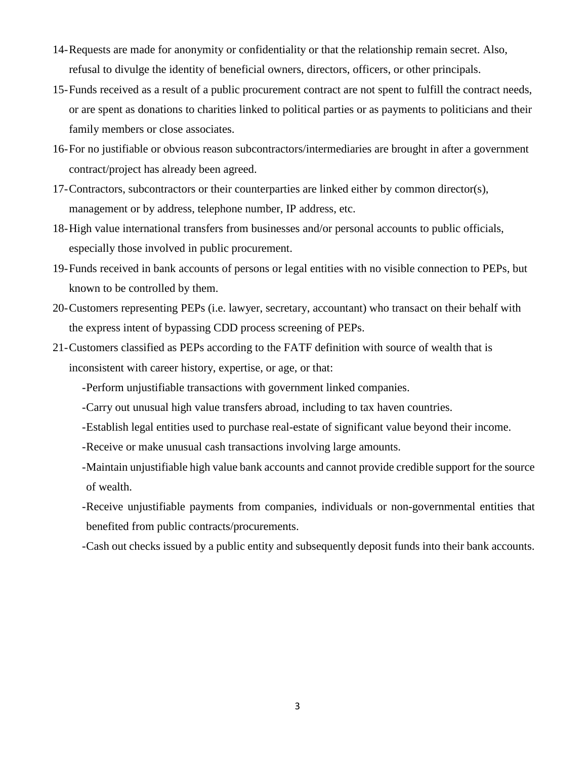14- Requests are made for anonymity or confidentiality or that the relationship remain secret. Also, refusal to divulge the identity of beneficial owners, directors, officers, or other principals.

15- Funds received as a result of a public procurement contract are not spent to fulfill the contract needs, or are spent as donations to charities linked to political parties or as payments to politicians and their family members or close associates.

16- For no justifiable or obvious reason subcontractors/intermediaries are brought in after a government contract/project has already been agreed.

17- Contractors, subcontractors or their counterparties are linked either by common director(s), management or by address, telephone number, IP address, etc.

18- High value international transfers from businesses and/or personal accounts to public officials, especially those involved in public procurement.

19- Funds received in bank accounts of persons or legal entities with no visible connection to PEPs, but known to be controlled by them.

20- Customers representing PEPs (i.e. lawyer, secretary, accountant) who transact on their behalf with the express intent of bypassing CDD process screening of PEPs.

21- Customers classified as PEPs according to the FATF definition with source of wealth that is inconsistent with career history, expertise, or age, or that:

  - Perform unjustifiable transactions with government linked companies.
  - Carry out unusual high value transfers abroad, including to tax haven countries.
  - Establish legal entities used to purchase real-estate of significant value beyond their income.
  - Receive or make unusual cash transactions involving large amounts.
  - Maintain unjustifiable high value bank accounts and cannot provide credible support for the source of wealth.
  - Receive unjustifiable payments from companies, individuals or non-governmental entities that benefited from public contracts/procurements.
  - Cash out checks issued by a public entity and subsequently deposit funds into their bank accounts.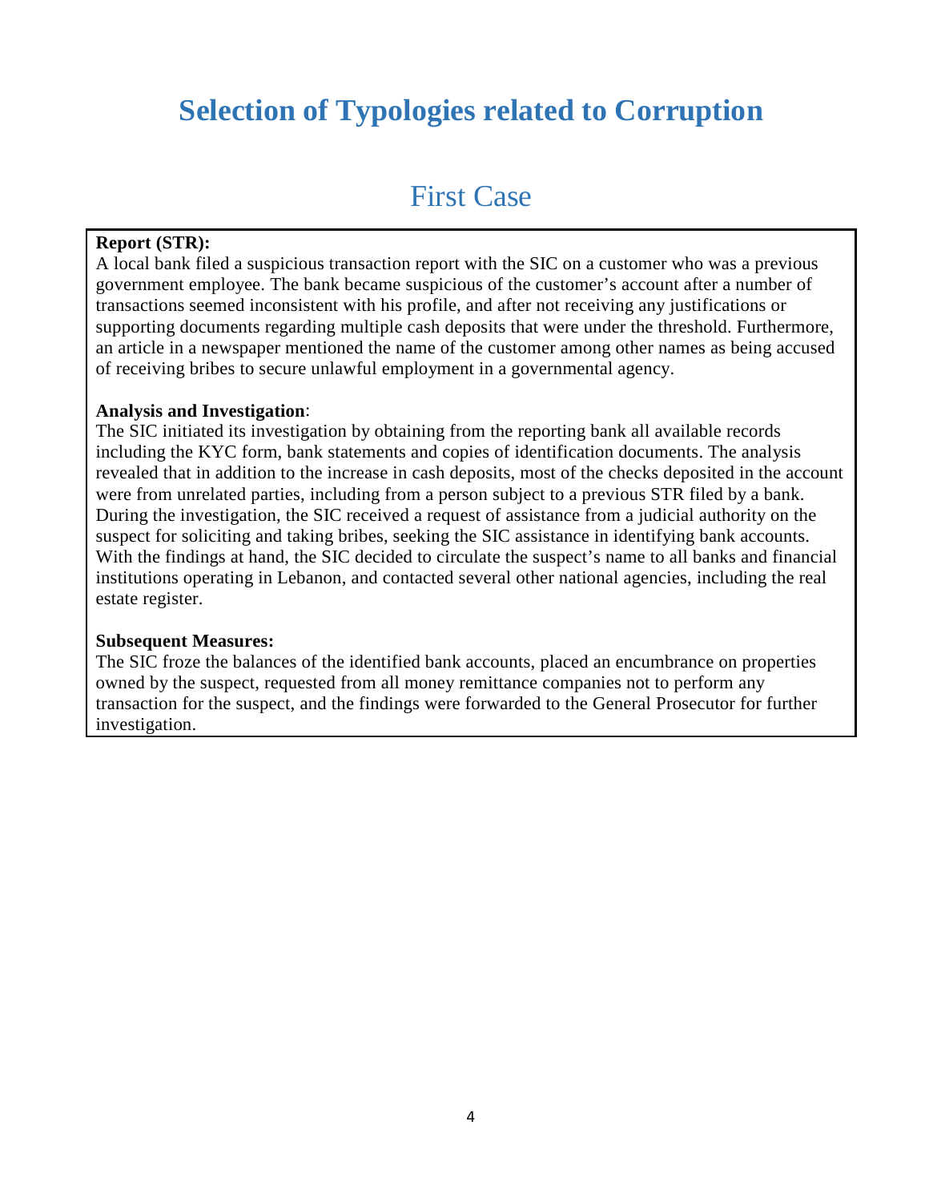# Selection of Typologies related to Corruption

## First Case

**Report (STR):**
A local bank filed a suspicious transaction report with the SIC on a customer who was a previous government employee. The bank became suspicious of the customer's account after a number of transactions seemed inconsistent with his profile, and after not receiving any justifications or supporting documents regarding multiple cash deposits that were under the threshold. Furthermore, an article in a newspaper mentioned the name of the customer among other names as being accused of receiving bribes to secure unlawful employment in a governmental agency.

**Analysis and Investigation**:
The SIC initiated its investigation by obtaining from the reporting bank all available records including the KYC form, bank statements and copies of identification documents. The analysis revealed that in addition to the increase in cash deposits, most of the checks deposited in the account were from unrelated parties, including from a person subject to a previous STR filed by a bank. During the investigation, the SIC received a request of assistance from a judicial authority on the suspect for soliciting and taking bribes, seeking the SIC assistance in identifying bank accounts. With the findings at hand, the SIC decided to circulate the suspect's name to all banks and financial institutions operating in Lebanon, and contacted several other national agencies, including the real estate register.

**Subsequent Measures:**
The SIC froze the balances of the identified bank accounts, placed an encumbrance on properties owned by the suspect, requested from all money remittance companies not to perform any transaction for the suspect, and the findings were forwarded to the General Prosecutor for further investigation.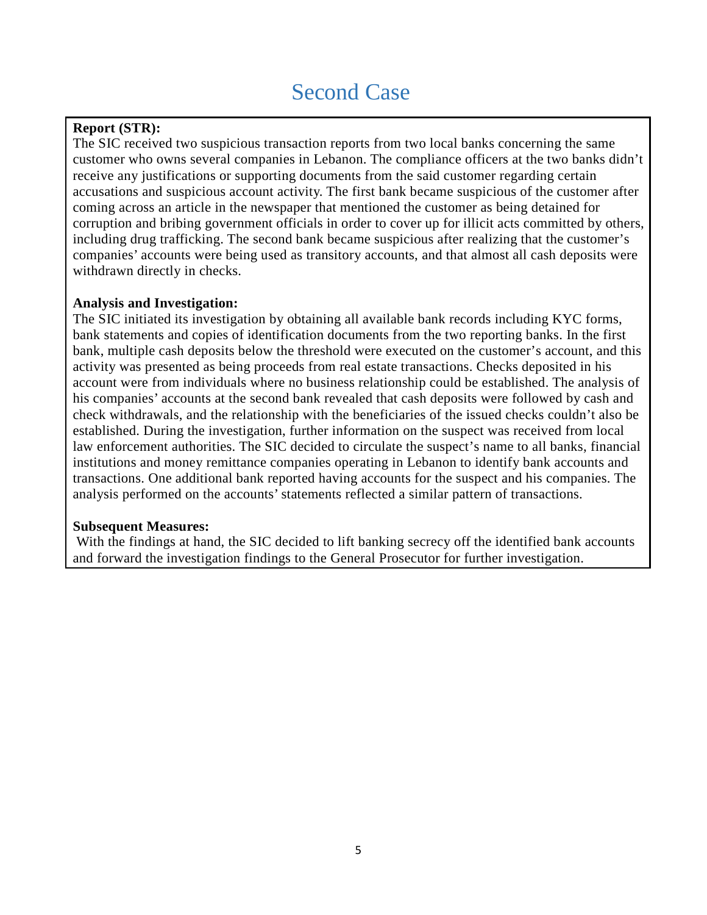# Second Case

**Report (STR):**
The SIC received two suspicious transaction reports from two local banks concerning the same customer who owns several companies in Lebanon. The compliance officers at the two banks didn't receive any justifications or supporting documents from the said customer regarding certain accusations and suspicious account activity. The first bank became suspicious of the customer after coming across an article in the newspaper that mentioned the customer as being detained for corruption and bribing government officials in order to cover up for illicit acts committed by others, including drug trafficking. The second bank became suspicious after realizing that the customer's companies' accounts were being used as transitory accounts, and that almost all cash deposits were withdrawn directly in checks.

**Analysis and Investigation:**
The SIC initiated its investigation by obtaining all available bank records including KYC forms, bank statements and copies of identification documents from the two reporting banks. In the first bank, multiple cash deposits below the threshold were executed on the customer's account, and this activity was presented as being proceeds from real estate transactions. Checks deposited in his account were from individuals where no business relationship could be established. The analysis of his companies' accounts at the second bank revealed that cash deposits were followed by cash and check withdrawals, and the relationship with the beneficiaries of the issued checks couldn't also be established. During the investigation, further information on the suspect was received from local law enforcement authorities. The SIC decided to circulate the suspect's name to all banks, financial institutions and money remittance companies operating in Lebanon to identify bank accounts and transactions. One additional bank reported having accounts for the suspect and his companies. The analysis performed on the accounts' statements reflected a similar pattern of transactions.

**Subsequent Measures:**
With the findings at hand, the SIC decided to lift banking secrecy off the identified bank accounts and forward the investigation findings to the General Prosecutor for further investigation.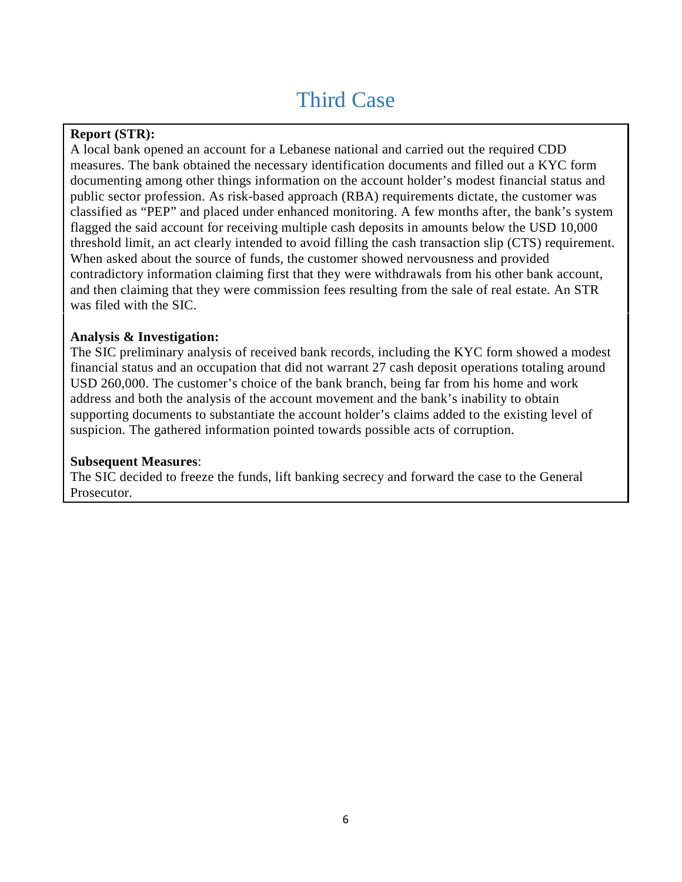# Third Case

**Report (STR):**
A local bank opened an account for a Lebanese national and carried out the required CDD measures. The bank obtained the necessary identification documents and filled out a KYC form documenting among other things information on the account holder's modest financial status and public sector profession. As risk-based approach (RBA) requirements dictate, the customer was classified as "PEP" and placed under enhanced monitoring. A few months after, the bank's system flagged the said account for receiving multiple cash deposits in amounts below the USD 10,000 threshold limit, an act clearly intended to avoid filling the cash transaction slip (CTS) requirement. When asked about the source of funds, the customer showed nervousness and provided contradictory information claiming first that they were withdrawals from his other bank account, and then claiming that they were commission fees resulting from the sale of real estate. An STR was filed with the SIC.

**Analysis & Investigation:**
The SIC preliminary analysis of received bank records, including the KYC form showed a modest financial status and an occupation that did not warrant 27 cash deposit operations totaling around USD 260,000. The customer's choice of the bank branch, being far from his home and work address and both the analysis of the account movement and the bank's inability to obtain supporting documents to substantiate the account holder's claims added to the existing level of suspicion. The gathered information pointed towards possible acts of corruption.

**Subsequent Measures**:
The SIC decided to freeze the funds, lift banking secrecy and forward the case to the General Prosecutor.